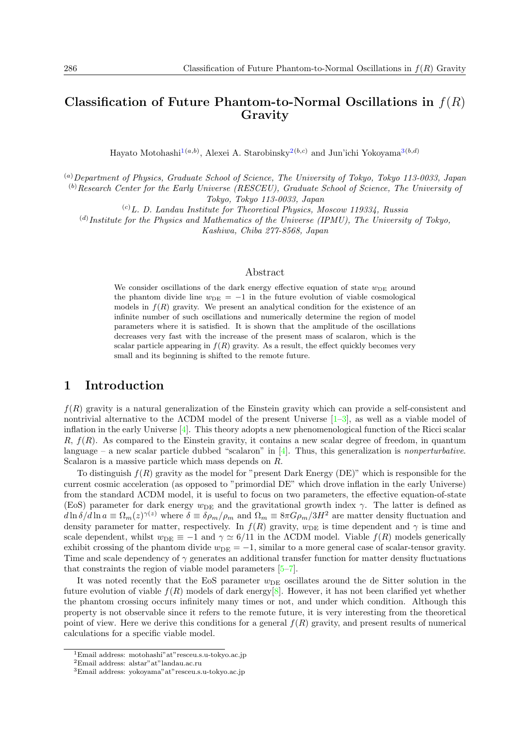# Classification of Future Phantom-to-Normal Oscillations in $f(R)$ Gravity

Hayato Motohashi[1(a,b)], Alexei A. Starobinsky[2(b,c)] and Jun'ichi Yokoyama[3(b,d)]

[(a)] *Department of Physics, Graduate School of Science, The University of Tokyo, Tokyo 113-0033, Japan*
[(b)] *Research Center for the Early Universe (RESCEU), Graduate School of Science, The University of Tokyo, Tokyo 113-0033, Japan*
[(c)] *L. D. Landau Institute for Theoretical Physics, Moscow 119334, Russia*
[(d)] *Institute for the Physics and Mathematics of the Universe (IPMU), The University of Tokyo, Kashiwa, Chiba 277-8568, Japan*

## Abstract

We consider oscillations of the dark energy effective equation of state $w_{\rm DE}$ around the phantom divide line $w_{\rm DE} = -1$ in the future evolution of viable cosmological models in $f(R)$ gravity. We present an analytical condition for the existence of an infinite number of such oscillations and numerically determine the region of model parameters where it is satisfied. It is shown that the amplitude of the oscillations decreases very fast with the increase of the present mass of scalaron, which is the scalar particle appearing in $f(R)$ gravity. As a result, the effect quickly becomes very small and its beginning is shifted to the remote future.

## 1 Introduction

$f(R)$ gravity is a natural generalization of the Einstein gravity which can provide a self-consistent and nontrivial alternative to the ΛCDM model of the present Universe [1–3], as well as a viable model of inflation in the early Universe [4]. This theory adopts a new phenomenological function of the Ricci scalar $R$, $f(R)$. As compared to the Einstein gravity, it contains a new scalar degree of freedom, in quantum language – a new scalar particle dubbed "scalaron" in [4]. Thus, this generalization is *nonperturbative*. Scalaron is a massive particle which mass depends on $R$.

To distinguish $f(R)$ gravity as the model for "present Dark Energy (DE)" which is responsible for the current cosmic acceleration (as opposed to "primordial DE" which drove inflation in the early Universe) from the standard ΛCDM model, it is useful to focus on two parameters, the effective equation-of-state (EoS) parameter for dark energy $w_{\rm DE}$ and the gravitational growth index $\gamma$. The latter is defined as $d\ln\delta/d\ln a \equiv \Omega_m(z)^{\gamma(z)}$ where $\delta \equiv \delta\rho_m/\rho_m$ and $\Omega_m \equiv 8\pi G\rho_m/3H^2$ are matter density fluctuation and density parameter for matter, respectively. In $f(R)$ gravity, $w_{\rm DE}$ is time dependent and $\gamma$ is time and scale dependent, whilst $w_{\rm DE} \equiv -1$ and $\gamma \simeq 6/11$ in the ΛCDM model. Viable $f(R)$ models generically exhibit crossing of the phantom divide $w_{\rm DE} = -1$, similar to a more general case of scalar-tensor gravity. Time and scale dependency of $\gamma$ generates an additional transfer function for matter density fluctuations that constraints the region of viable model parameters [5–7].

It was noted recently that the EoS parameter $w_{\rm DE}$ oscillates around the de Sitter solution in the future evolution of viable $f(R)$ models of dark energy[8]. However, it has not been clarified yet whether the phantom crossing occurs infinitely many times or not, and under which condition. Although this property is not observable since it refers to the remote future, it is very interesting from the theoretical point of view. Here we derive this conditions for a general $f(R)$ gravity, and present results of numerical calculations for a specific viable model.

[1] Email address: motohashi"at"resceu.s.u-tokyo.ac.jp
[2] Email address: alstar"at"landau.ac.ru
[3] Email address: yokoyama"at"resceu.s.u-tokyo.ac.jp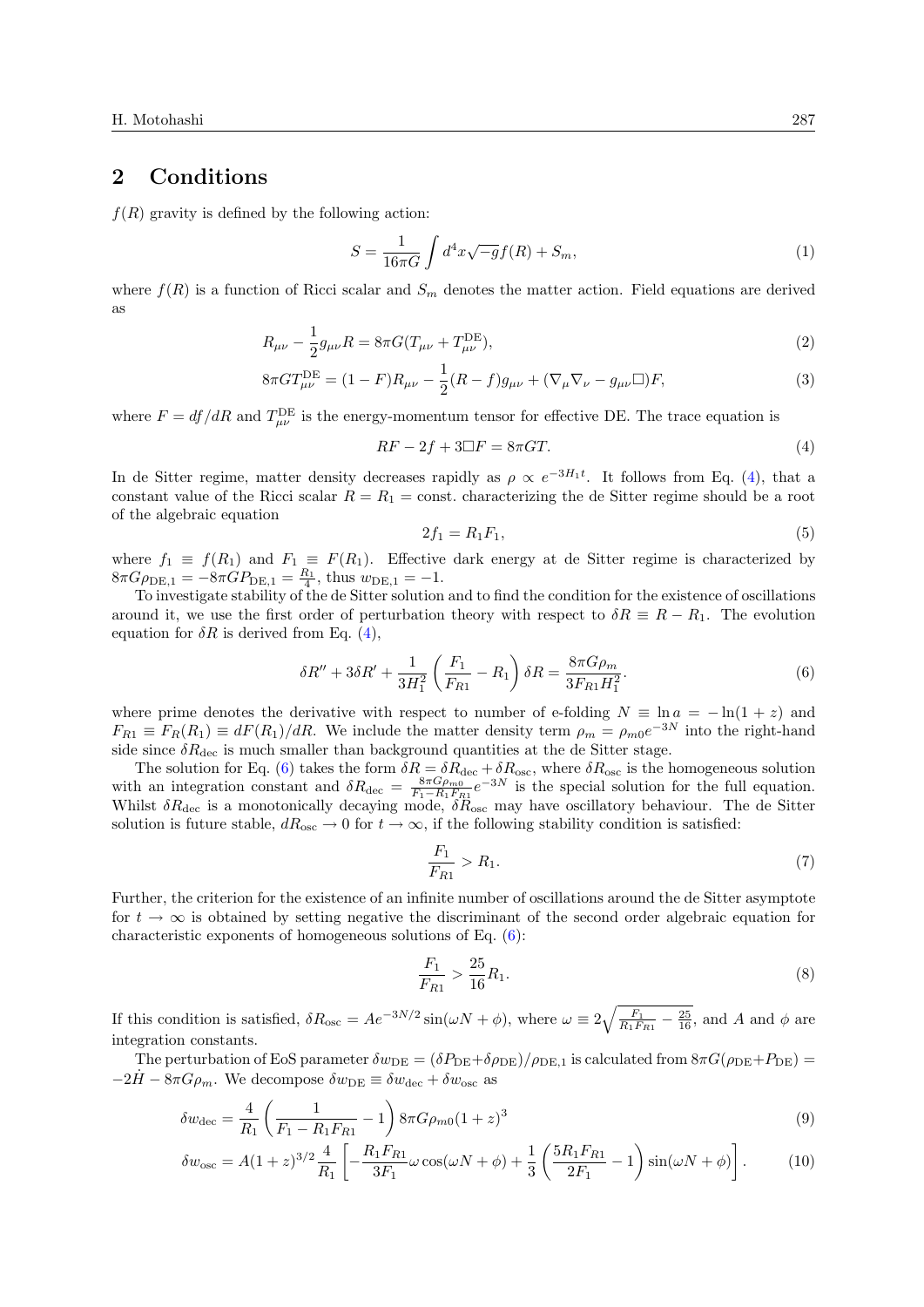## 2 Conditions

$f(R)$ gravity is defined by the following action:

$$S = \frac{1}{16\pi G}\int d^4x\sqrt{-g}f(R) + S_m, \tag{1}$$

where $f(R)$ is a function of Ricci scalar and $S_m$ denotes the matter action. Field equations are derived as

$$R_{\mu\nu} - \frac{1}{2}g_{\mu\nu}R = 8\pi G(T_{\mu\nu} + T^{\rm DE}_{\mu\nu}), \tag{2}$$

$$8\pi G T^{\rm DE}_{\mu\nu} = (1-F)R_{\mu\nu} - \frac{1}{2}(R-f)g_{\mu\nu} + (\nabla_\mu\nabla_\nu - g_{\mu\nu}\Box)F, \tag{3}$$

where $F = df/dR$ and $T^{\rm DE}_{\mu\nu}$ is the energy-momentum tensor for effective DE. The trace equation is

$$RF - 2f + 3\Box F = 8\pi G T. \tag{4}$$

In de Sitter regime, matter density decreases rapidly as $\rho \propto e^{-3H_1 t}$. It follows from Eq. (4), that a constant value of the Ricci scalar $R = R_1 =$ const. characterizing the de Sitter regime should be a root of the algebraic equation

$$2f_1 = R_1 F_1, \tag{5}$$

where $f_1 \equiv f(R_1)$ and $F_1 \equiv F(R_1)$. Effective dark energy at de Sitter regime is characterized by $8\pi G\rho_{\rm DE,1} = -8\pi G P_{\rm DE,1} = \frac{R_1}{4}$, thus $w_{\rm DE,1} = -1$.

To investigate stability of the de Sitter solution and to find the condition for the existence of oscillations around it, we use the first order of perturbation theory with respect to $\delta R \equiv R - R_1$. The evolution equation for $\delta R$ is derived from Eq. (4),

$$\delta R'' + 3\delta R' + \frac{1}{3H_1^2}\left(\frac{F_1}{F_{R1}} - R_1\right)\delta R = \frac{8\pi G\rho_m}{3F_{R1}H_1^2}. \tag{6}$$

where prime denotes the derivative with respect to number of e-folding $N \equiv \ln a = -\ln(1+z)$ and $F_{R1} \equiv F_R(R_1) \equiv dF(R_1)/dR$. We include the matter density term $\rho_m = \rho_{m0}e^{-3N}$ into the right-hand side since $\delta R_{\rm dec}$ is much smaller than background quantities at the de Sitter stage.

The solution for Eq. (6) takes the form $\delta R = \delta R_{\rm dec} + \delta R_{\rm osc}$, where $\delta R_{\rm osc}$ is the homogeneous solution with an integration constant and $\delta R_{\rm dec} = \frac{8\pi G\rho_{m0}}{F_1 - R_1 F_{R1}}e^{-3N}$ is the special solution for the full equation. Whilst $\delta R_{\rm dec}$ is a monotonically decaying mode, $\delta R_{\rm osc}$ may have oscillatory behaviour. The de Sitter solution is future stable, $dR_{\rm osc} \to 0$ for $t \to \infty$, if the following stability condition is satisfied:

$$\frac{F_1}{F_{R1}} > R_1. \tag{7}$$

Further, the criterion for the existence of an infinite number of oscillations around the de Sitter asymptote for $t \to \infty$ is obtained by setting negative the discriminant of the second order algebraic equation for characteristic exponents of homogeneous solutions of Eq. (6):

$$\frac{F_1}{F_{R1}} > \frac{25}{16}R_1. \tag{8}$$

If this condition is satisfied, $\delta R_{\rm osc} = Ae^{-3N/2}\sin(\omega N + \phi)$, where $\omega \equiv 2\sqrt{\frac{F_1}{R_1 F_{R1}} - \frac{25}{16}}$, and $A$ and $\phi$ are integration constants.

The perturbation of EoS parameter $\delta w_{\rm DE} = (\delta P_{\rm DE} + \delta\rho_{\rm DE})/\rho_{\rm DE,1}$ is calculated from $8\pi G(\rho_{\rm DE} + P_{\rm DE}) = -2\dot{H} - 8\pi G\rho_m$. We decompose $\delta w_{\rm DE} \equiv \delta w_{\rm dec} + \delta w_{\rm osc}$ as

$$\delta w_{\rm dec} = \frac{4}{R_1}\left(\frac{1}{F_1 - R_1 F_{R1}} - 1\right)8\pi G\rho_{m0}(1+z)^3 \tag{9}$$

$$\delta w_{\rm osc} = A(1+z)^{3/2}\frac{4}{R_1}\left[-\frac{R_1 F_{R1}}{3F_1}\omega\cos(\omega N + \phi) + \frac{1}{3}\left(\frac{5R_1 F_{R1}}{2F_1} - 1\right)\sin(\omega N + \phi)\right]. \tag{10}$$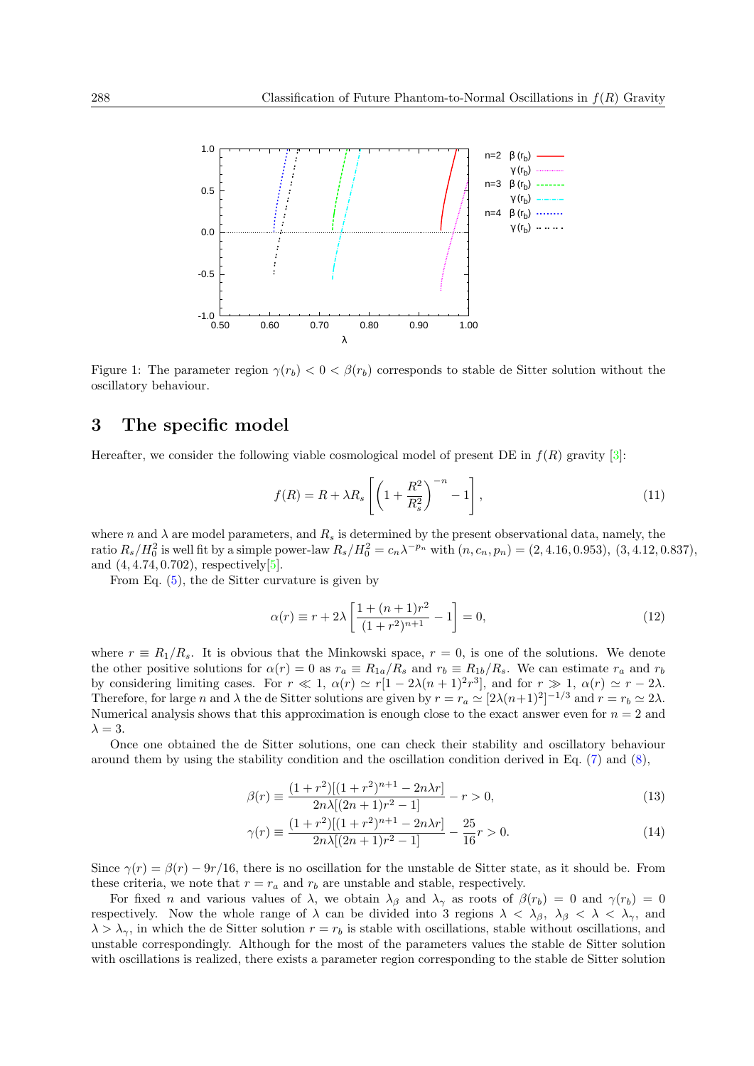Figure 1: The parameter region $\gamma(r_b) < 0 < \beta(r_b)$ corresponds to stable de Sitter solution without the oscillatory behaviour.

## 3 The specific model

Hereafter, we consider the following viable cosmological model of present DE in $f(R)$ gravity [3]:

$$f(R) = R + \lambda R_s \left[ \left( 1 + \frac{R^2}{R_s^2} \right)^{-n} - 1 \right], \tag{11}$$

where $n$ and $\lambda$ are model parameters, and $R_s$ is determined by the present observational data, namely, the ratio $R_s/H_0^2$ is well fit by a simple power-law $R_s/H_0^2 = c_n \lambda^{-p_n}$ with $(n, c_n, p_n) = (2, 4.16, 0.953)$, $(3, 4.12, 0.837)$, and $(4, 4.74, 0.702)$, respectively[5].

From Eq. (5), the de Sitter curvature is given by

$$\alpha(r) \equiv r + 2\lambda \left[ \frac{1 + (n+1)r^2}{(1+r^2)^{n+1}} - 1 \right] = 0, \tag{12}$$

where $r \equiv R_1/R_s$. It is obvious that the Minkowski space, $r = 0$, is one of the solutions. We denote the other positive solutions for $\alpha(r) = 0$ as $r_a \equiv R_{1a}/R_s$ and $r_b \equiv R_{1b}/R_s$. We can estimate $r_a$ and $r_b$ by considering limiting cases. For $r \ll 1$, $\alpha(r) \simeq r[1 - 2\lambda(n+1)^2 r^3]$, and for $r \gg 1$, $\alpha(r) \simeq r - 2\lambda$. Therefore, for large $n$ and $\lambda$ the de Sitter solutions are given by $r = r_a \simeq [2\lambda(n+1)^2]^{-1/3}$ and $r = r_b \simeq 2\lambda$. Numerical analysis shows that this approximation is enough close to the exact answer even for $n = 2$ and $\lambda = 3$.

Once one obtained the de Sitter solutions, one can check their stability and oscillatory behaviour around them by using the stability condition and the oscillation condition derived in Eq. (7) and (8),

$$\beta(r) \equiv \frac{(1+r^2)[(1+r^2)^{n+1} - 2n\lambda r]}{2n\lambda[(2n+1)r^2 - 1]} - r > 0, \tag{13}$$

$$\gamma(r) \equiv \frac{(1+r^2)[(1+r^2)^{n+1} - 2n\lambda r]}{2n\lambda[(2n+1)r^2 - 1]} - \frac{25}{16} r > 0. \tag{14}$$

Since $\gamma(r) = \beta(r) - 9r/16$, there is no oscillation for the unstable de Sitter state, as it should be. From these criteria, we note that $r = r_a$ and $r_b$ are unstable and stable, respectively.

For fixed $n$ and various values of $\lambda$, we obtain $\lambda_\beta$ and $\lambda_\gamma$ as roots of $\beta(r_b) = 0$ and $\gamma(r_b) = 0$ respectively. Now the whole range of $\lambda$ can be divided into 3 regions $\lambda < \lambda_\beta$, $\lambda_\beta < \lambda < \lambda_\gamma$, and $\lambda > \lambda_\gamma$, in which the de Sitter solution $r = r_b$ is stable with oscillations, stable without oscillations, and unstable correspondingly. Although for the most of the parameters values the stable de Sitter solution with oscillations is realized, there exists a parameter region corresponding to the stable de Sitter solution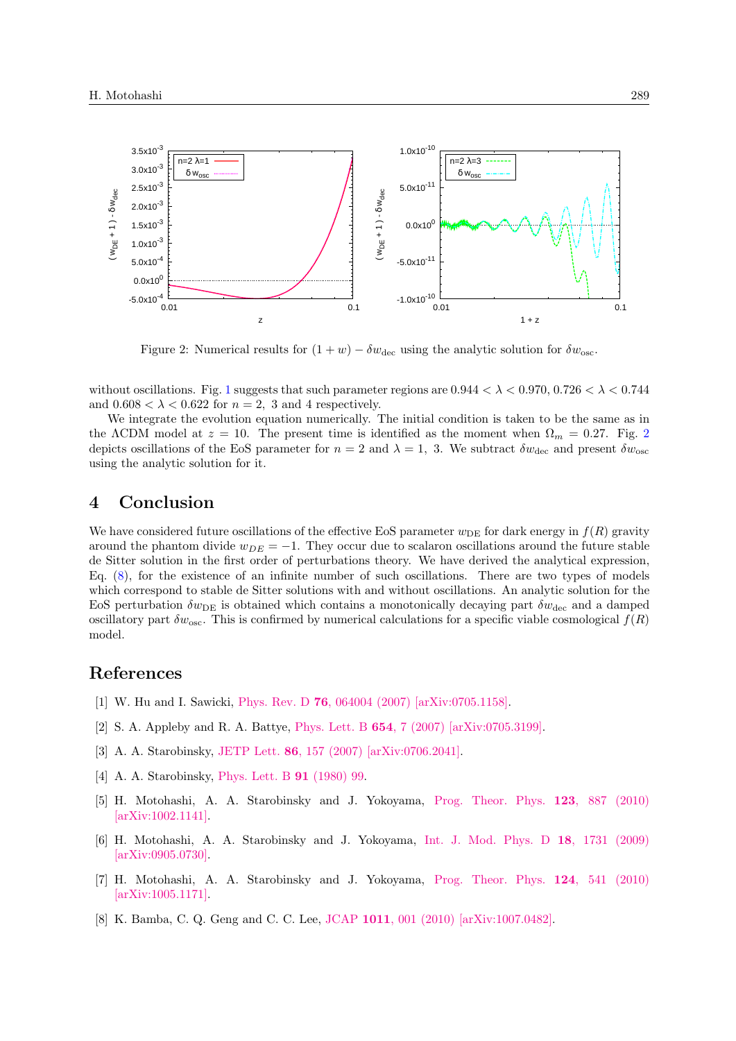n=2 λ=1
δ w_osc

$(w_{DE} + 1) - \delta w_{dec}$

3.5x10^-3
3.0x10^-3
2.5x10^-3
2.0x10^-3
1.5x10^-3
1.0x10^-3
5.0x10^-4
0.0x10^0
-5.0x10^-4

0.01
0.1

z

n=2 λ=3
δ w_osc

$(w_{DE} + 1) - \delta w_{dec}$

1.0x10^-10
5.0x10^-11
0.0x10^0
-5.0x10^-11
-1.0x10^-10

0.01
0.1

1 + z

Figure 2: Numerical results for $(1 + w) - \delta w_{\rm dec}$ using the analytic solution for $\delta w_{\rm osc}$.

without oscillations. Fig. 1 suggests that such parameter regions are $0.944 < \lambda < 0.970$, $0.726 < \lambda < 0.744$ and $0.608 < \lambda < 0.622$ for $n = 2,\ 3$ and 4 respectively.

We integrate the evolution equation numerically. The initial condition is taken to be the same as in the $\Lambda$CDM model at $z = 10$. The present time is identified as the moment when $\Omega_m = 0.27$. Fig. 2 depicts oscillations of the EoS parameter for $n = 2$ and $\lambda = 1,\ 3$. We subtract $\delta w_{\rm dec}$ and present $\delta w_{\rm osc}$ using the analytic solution for it.

## 4 Conclusion

We have considered future oscillations of the effective EoS parameter $w_{\rm DE}$ for dark energy in $f(R)$ gravity around the phantom divide $w_{DE} = -1$. They occur due to scalaron oscillations around the future stable de Sitter solution in the first order of perturbations theory. We have derived the analytical expression, Eq. (8), for the existence of an infinite number of such oscillations. There are two types of models which correspond to stable de Sitter solutions with and without oscillations. An analytic solution for the EoS perturbation $\delta w_{\rm DE}$ is obtained which contains a monotonically decaying part $\delta w_{\rm dec}$ and a damped oscillatory part $\delta w_{\rm osc}$. This is confirmed by numerical calculations for a specific viable cosmological $f(R)$ model.

## References

[1] W. Hu and I. Sawicki, Phys. Rev. D **76**, 064004 (2007) [arXiv:0705.1158].

[2] S. A. Appleby and R. A. Battye, Phys. Lett. B **654**, 7 (2007) [arXiv:0705.3199].

[3] A. A. Starobinsky, JETP Lett. **86**, 157 (2007) [arXiv:0706.2041].

[4] A. A. Starobinsky, Phys. Lett. B **91** (1980) 99.

[5] H. Motohashi, A. A. Starobinsky and J. Yokoyama, Prog. Theor. Phys. **123**, 887 (2010) [arXiv:1002.1141].

[6] H. Motohashi, A. A. Starobinsky and J. Yokoyama, Int. J. Mod. Phys. D **18**, 1731 (2009) [arXiv:0905.0730].

[7] H. Motohashi, A. A. Starobinsky and J. Yokoyama, Prog. Theor. Phys. **124**, 541 (2010) [arXiv:1005.1171].

[8] K. Bamba, C. Q. Geng and C. C. Lee, JCAP **1011**, 001 (2010) [arXiv:1007.0482].